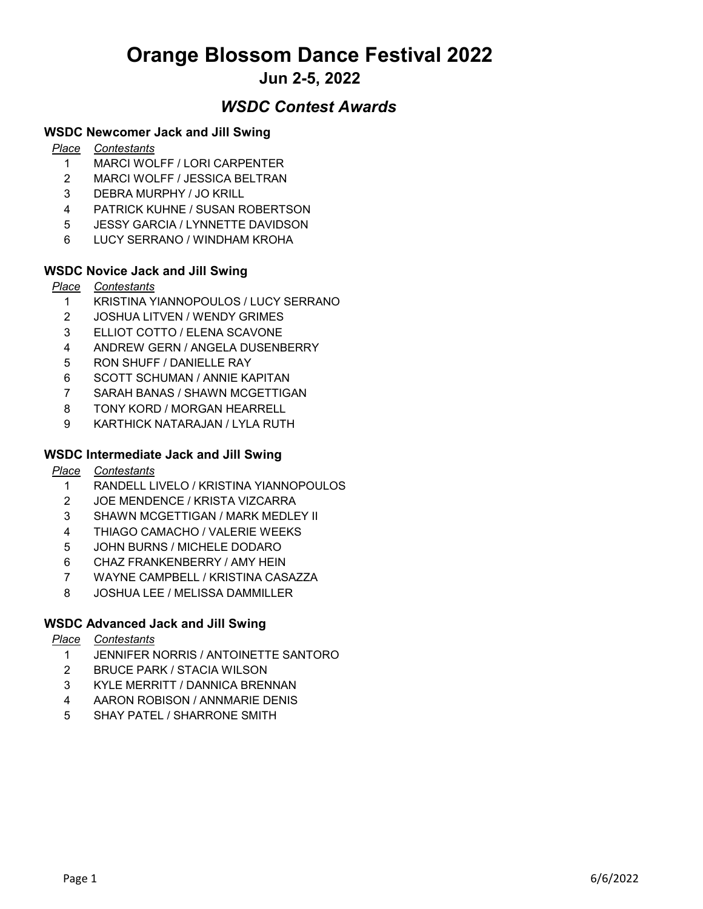# Orange Blossom Dance Festival 2022

## Jun 2-5, 2022

## *WSDC Contest Awards*

### WSDC Newcomer Jack and Jill Swing

| *Place* | *Contestants* |
|---|---|
| 1 | MARCI WOLFF / LORI CARPENTER |
| 2 | MARCI WOLFF / JESSICA BELTRAN |
| 3 | DEBRA MURPHY / JO KRILL |
| 4 | PATRICK KUHNE / SUSAN ROBERTSON |
| 5 | JESSY GARCIA / LYNNETTE DAVIDSON |
| 6 | LUCY SERRANO / WINDHAM KROHA |

### WSDC Novice Jack and Jill Swing

| *Place* | *Contestants* |
|---|---|
| 1 | KRISTINA YIANNOPOULOS / LUCY SERRANO |
| 2 | JOSHUA LITVEN / WENDY GRIMES |
| 3 | ELLIOT COTTO / ELENA SCAVONE |
| 4 | ANDREW GERN / ANGELA DUSENBERRY |
| 5 | RON SHUFF / DANIELLE RAY |
| 6 | SCOTT SCHUMAN / ANNIE KAPITAN |
| 7 | SARAH BANAS / SHAWN MCGETTIGAN |
| 8 | TONY KORD / MORGAN HEARRELL |
| 9 | KARTHICK NATARAJAN / LYLA RUTH |

### WSDC Intermediate Jack and Jill Swing

| *Place* | *Contestants* |
|---|---|
| 1 | RANDELL LIVELO / KRISTINA YIANNOPOULOS |
| 2 | JOE MENDENCE / KRISTA VIZCARRA |
| 3 | SHAWN MCGETTIGAN / MARK MEDLEY II |
| 4 | THIAGO CAMACHO / VALERIE WEEKS |
| 5 | JOHN BURNS / MICHELE DODARO |
| 6 | CHAZ FRANKENBERRY / AMY HEIN |
| 7 | WAYNE CAMPBELL / KRISTINA CASAZZA |
| 8 | JOSHUA LEE / MELISSA DAMMILLER |

### WSDC Advanced Jack and Jill Swing

| *Place* | *Contestants* |
|---|---|
| 1 | JENNIFER NORRIS / ANTOINETTE SANTORO |
| 2 | BRUCE PARK / STACIA WILSON |
| 3 | KYLE MERRITT / DANNICA BRENNAN |
| 4 | AARON ROBISON / ANNMARIE DENIS |
| 5 | SHAY PATEL / SHARRONE SMITH |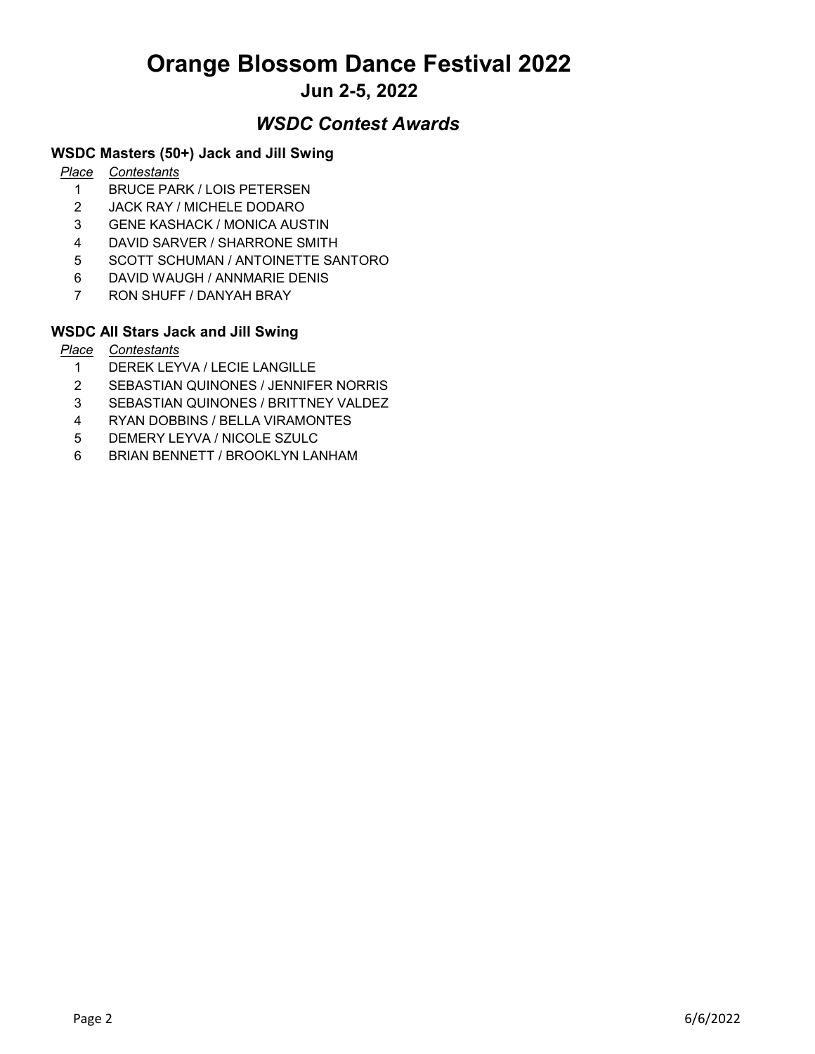# Orange Blossom Dance Festival 2022

## Jun 2-5, 2022

### *WSDC Contest Awards*

**WSDC Masters (50+) Jack and Jill Swing**

| *Place* | *Contestants* |
|---|---|
| 1 | BRUCE PARK / LOIS PETERSEN |
| 2 | JACK RAY / MICHELE DODARO |
| 3 | GENE KASHACK / MONICA AUSTIN |
| 4 | DAVID SARVER / SHARRONE SMITH |
| 5 | SCOTT SCHUMAN / ANTOINETTE SANTORO |
| 6 | DAVID WAUGH / ANNMARIE DENIS |
| 7 | RON SHUFF / DANYAH BRAY |

**WSDC All Stars Jack and Jill Swing**

| *Place* | *Contestants* |
|---|---|
| 1 | DEREK LEYVA / LECIE LANGILLE |
| 2 | SEBASTIAN QUINONES / JENNIFER NORRIS |
| 3 | SEBASTIAN QUINONES / BRITTNEY VALDEZ |
| 4 | RYAN DOBBINS / BELLA VIRAMONTES |
| 5 | DEMERY LEYVA / NICOLE SZULC |
| 6 | BRIAN BENNETT / BROOKLYN LANHAM |